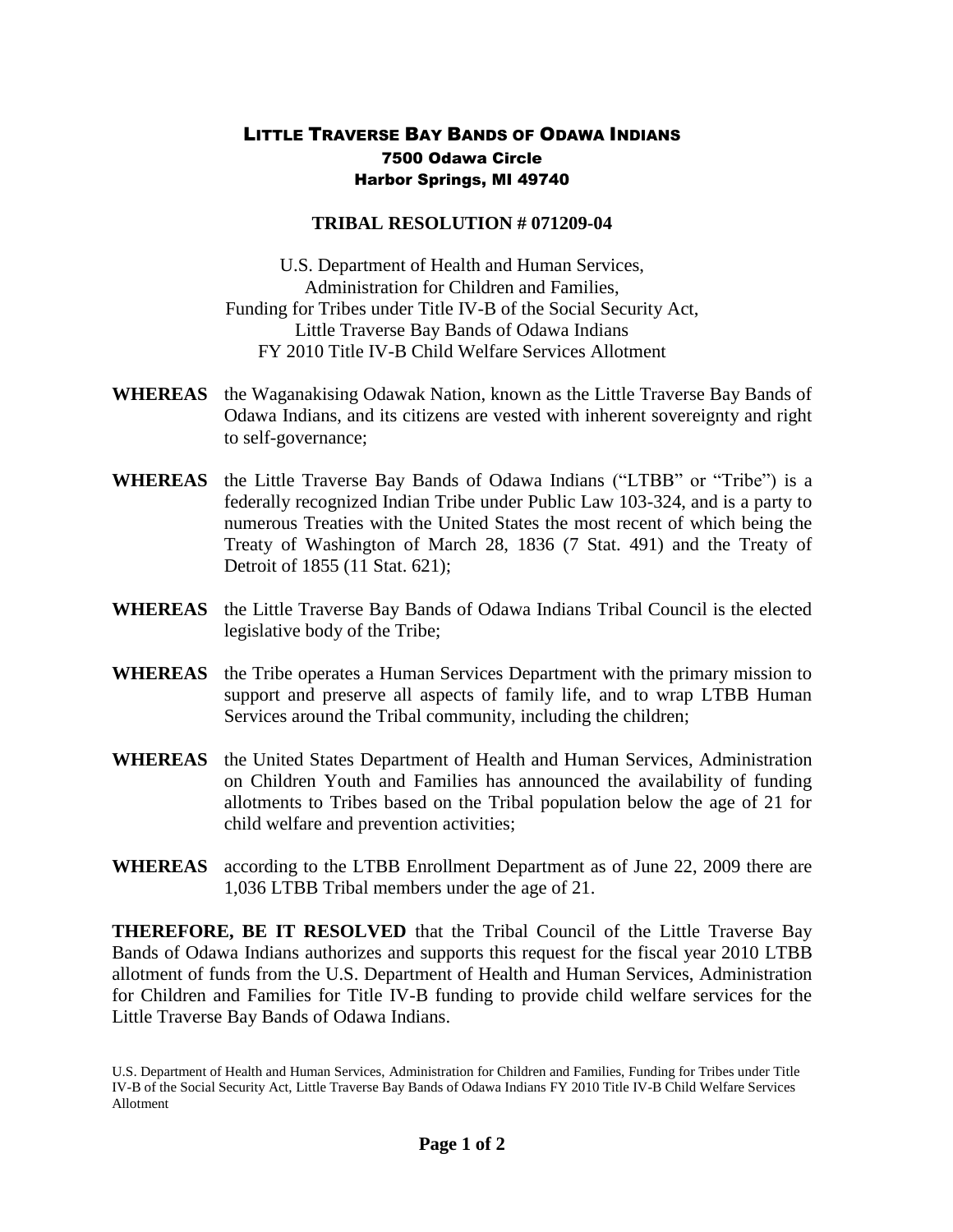# LITTLE TRAVERSE BAY BANDS OF ODAWA INDIANS

**7500 Odawa Circle**
**Harbor Springs, MI 49740**

## TRIBAL RESOLUTION # 071209-04

U.S. Department of Health and Human Services,
Administration for Children and Families,
Funding for Tribes under Title IV-B of the Social Security Act,
Little Traverse Bay Bands of Odawa Indians
FY 2010 Title IV-B Child Welfare Services Allotment

**WHEREAS** the Waganakising Odawak Nation, known as the Little Traverse Bay Bands of Odawa Indians, and its citizens are vested with inherent sovereignty and right to self-governance;

**WHEREAS** the Little Traverse Bay Bands of Odawa Indians ("LTBB" or "Tribe") is a federally recognized Indian Tribe under Public Law 103-324, and is a party to numerous Treaties with the United States the most recent of which being the Treaty of Washington of March 28, 1836 (7 Stat. 491) and the Treaty of Detroit of 1855 (11 Stat. 621);

**WHEREAS** the Little Traverse Bay Bands of Odawa Indians Tribal Council is the elected legislative body of the Tribe;

**WHEREAS** the Tribe operates a Human Services Department with the primary mission to support and preserve all aspects of family life, and to wrap LTBB Human Services around the Tribal community, including the children;

**WHEREAS** the United States Department of Health and Human Services, Administration on Children Youth and Families has announced the availability of funding allotments to Tribes based on the Tribal population below the age of 21 for child welfare and prevention activities;

**WHEREAS** according to the LTBB Enrollment Department as of June 22, 2009 there are 1,036 LTBB Tribal members under the age of 21.

**THEREFORE, BE IT RESOLVED** that the Tribal Council of the Little Traverse Bay Bands of Odawa Indians authorizes and supports this request for the fiscal year 2010 LTBB allotment of funds from the U.S. Department of Health and Human Services, Administration for Children and Families for Title IV-B funding to provide child welfare services for the Little Traverse Bay Bands of Odawa Indians.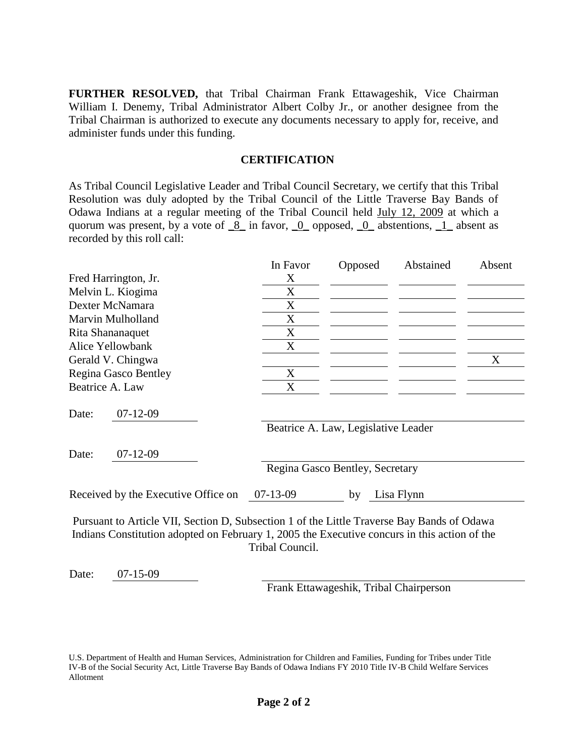**FURTHER RESOLVED,** that Tribal Chairman Frank Ettawageshik, Vice Chairman William I. Denemy, Tribal Administrator Albert Colby Jr., or another designee from the Tribal Chairman is authorized to execute any documents necessary to apply for, receive, and administer funds under this funding.

## CERTIFICATION

As Tribal Council Legislative Leader and Tribal Council Secretary, we certify that this Tribal Resolution was duly adopted by the Tribal Council of the Little Traverse Bay Bands of Odawa Indians at a regular meeting of the Tribal Council held July 12, 2009 at which a quorum was present, by a vote of _8_ in favor, _0_ opposed, _0_ abstentions, _1_ absent as recorded by this roll call:

| | In Favor | Opposed | Abstained | Absent |
|---|---|---|---|---|
| Fred Harrington, Jr. | X | | | |
| Melvin L. Kiogima | X | | | |
| Dexter McNamara | X | | | |
| Marvin Mulholland | X | | | |
| Rita Shananaquet | X | | | |
| Alice Yellowbank | X | | | |
| Gerald V. Chingwa | | | | X |
| Regina Gasco Bentley | X | | | |
| Beatrice A. Law | X | | | |

Date: 07-12-09

Beatrice A. Law, Legislative Leader

Date: 07-12-09

Regina Gasco Bentley, Secretary

Received by the Executive Office on 07-13-09 by Lisa Flynn

Pursuant to Article VII, Section D, Subsection 1 of the Little Traverse Bay Bands of Odawa Indians Constitution adopted on February 1, 2005 the Executive concurs in this action of the Tribal Council.

Date: 07-15-09

Frank Ettawageshik, Tribal Chairperson

U.S. Department of Health and Human Services, Administration for Children and Families, Funding for Tribes under Title IV-B of the Social Security Act, Little Traverse Bay Bands of Odawa Indians FY 2010 Title IV-B Child Welfare Services Allotment